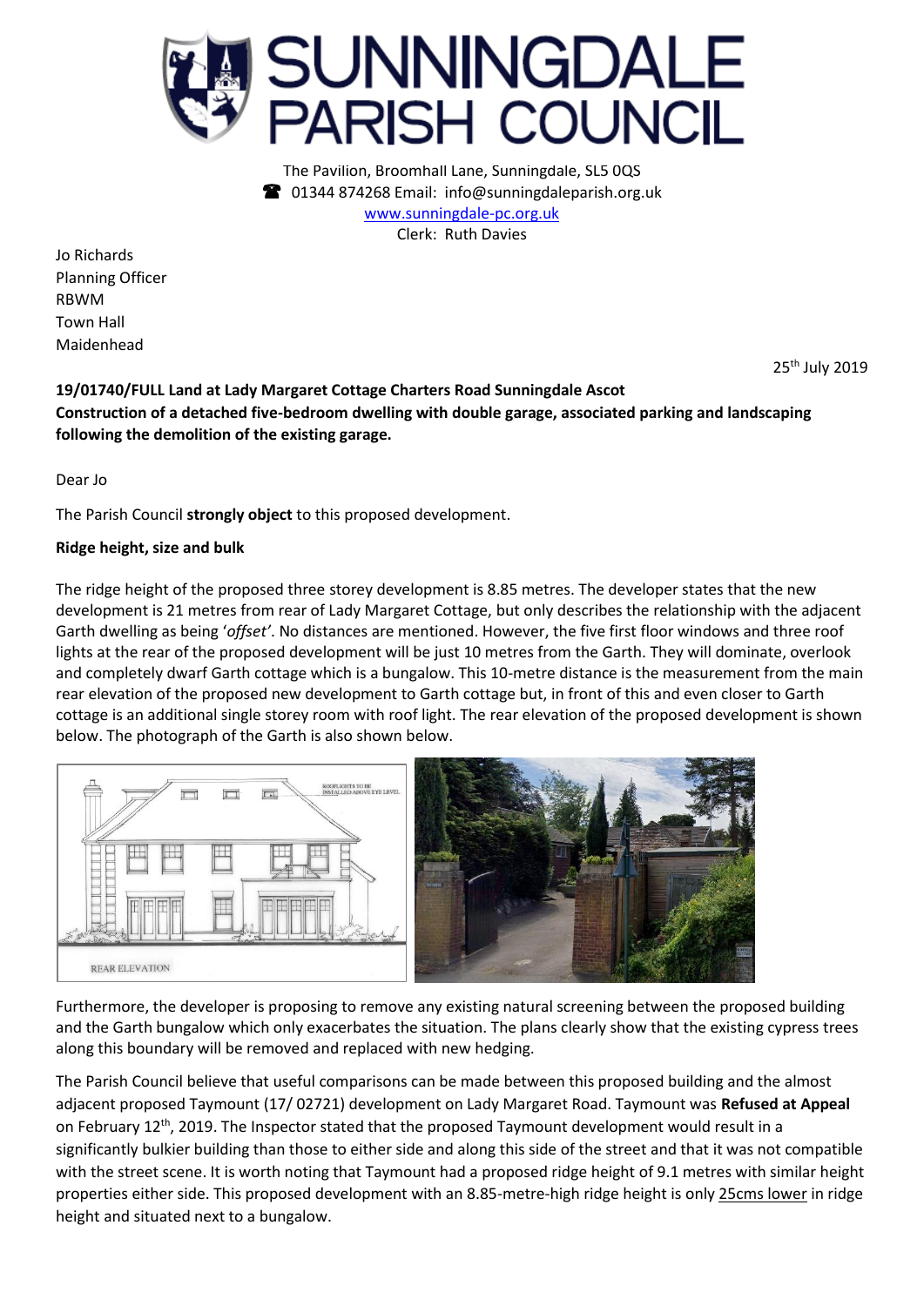# SUNNINGDALE PARISH COUNCIL

The Pavilion, Broomhall Lane, Sunningdale, SL5 0QS
☎ 01344 874268 Email: info@sunningdaleparish.org.uk
www.sunningdale-pc.org.uk
Clerk: Ruth Davies

Jo Richards
Planning Officer
RBWM
Town Hall
Maidenhead

25th July 2019

**19/01740/FULL Land at Lady Margaret Cottage Charters Road Sunningdale Ascot**
**Construction of a detached five-bedroom dwelling with double garage, associated parking and landscaping following the demolition of the existing garage.**

Dear Jo

The Parish Council **strongly object** to this proposed development.

**Ridge height, size and bulk**

The ridge height of the proposed three storey development is 8.85 metres. The developer states that the new development is 21 metres from rear of Lady Margaret Cottage, but only describes the relationship with the adjacent Garth dwelling as being '*offset'*. No distances are mentioned. However, the five first floor windows and three roof lights at the rear of the proposed development will be just 10 metres from the Garth. They will dominate, overlook and completely dwarf Garth cottage which is a bungalow. This 10-metre distance is the measurement from the main rear elevation of the proposed new development to Garth cottage but, in front of this and even closer to Garth cottage is an additional single storey room with roof light. The rear elevation of the proposed development is shown below. The photograph of the Garth is also shown below.

ROOFLIGHTS TO BE INSTALLED ABOVE EYE LEVEL

REAR ELEVATION

Furthermore, the developer is proposing to remove any existing natural screening between the proposed building and the Garth bungalow which only exacerbates the situation. The plans clearly show that the existing cypress trees along this boundary will be removed and replaced with new hedging.

The Parish Council believe that useful comparisons can be made between this proposed building and the almost adjacent proposed Taymount (17/ 02721) development on Lady Margaret Road. Taymount was **Refused at Appeal** on February 12th, 2019. The Inspector stated that the proposed Taymount development would result in a significantly bulkier building than those to either side and along this side of the street and that it was not compatible with the street scene. It is worth noting that Taymount had a proposed ridge height of 9.1 metres with similar height properties either side. This proposed development with an 8.85-metre-high ridge height is only 25cms lower in ridge height and situated next to a bungalow.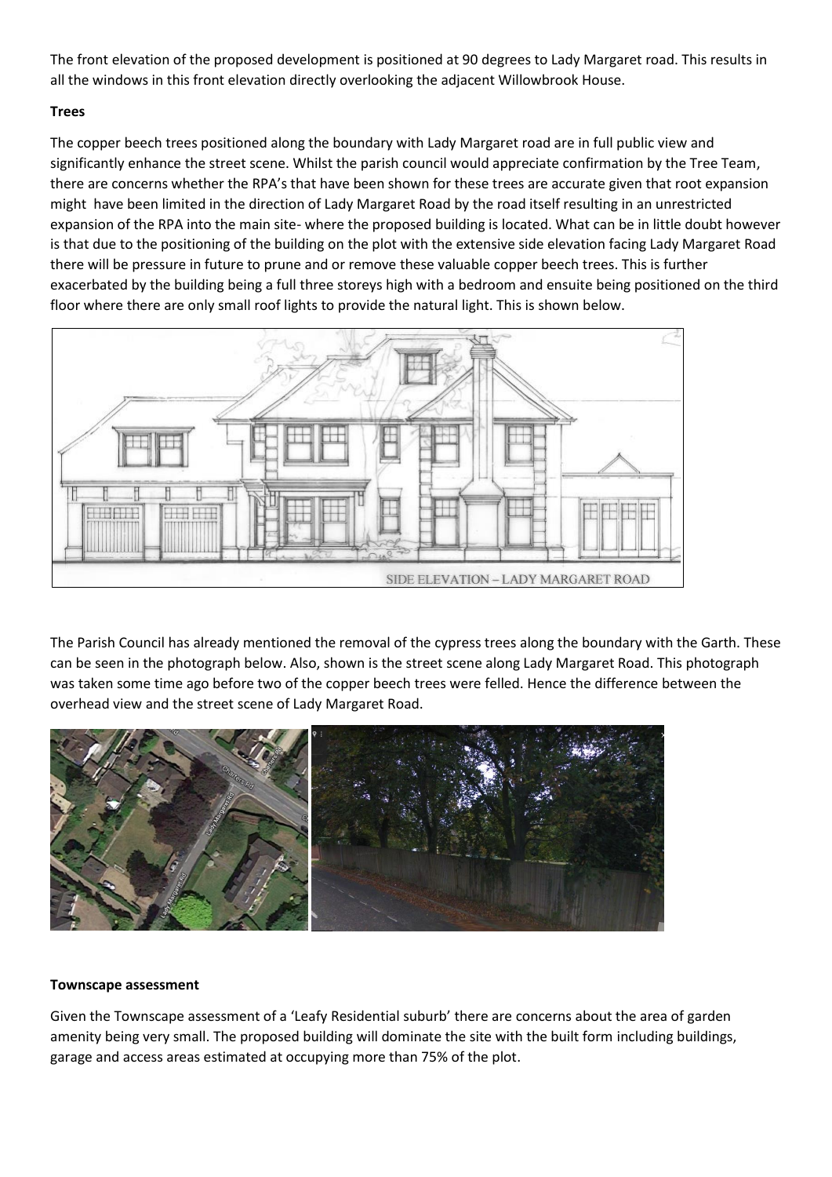The front elevation of the proposed development is positioned at 90 degrees to Lady Margaret road. This results in all the windows in this front elevation directly overlooking the adjacent Willowbrook House.

**Trees**

The copper beech trees positioned along the boundary with Lady Margaret road are in full public view and significantly enhance the street scene. Whilst the parish council would appreciate confirmation by the Tree Team, there are concerns whether the RPA's that have been shown for these trees are accurate given that root expansion might have been limited in the direction of Lady Margaret Road by the road itself resulting in an unrestricted expansion of the RPA into the main site- where the proposed building is located. What can be in little doubt however is that due to the positioning of the building on the plot with the extensive side elevation facing Lady Margaret Road there will be pressure in future to prune and or remove these valuable copper beech trees. This is further exacerbated by the building being a full three storeys high with a bedroom and ensuite being positioned on the third floor where there are only small roof lights to provide the natural light. This is shown below.

SIDE ELEVATION – LADY MARGARET ROAD

The Parish Council has already mentioned the removal of the cypress trees along the boundary with the Garth. These can be seen in the photograph below. Also, shown is the street scene along Lady Margaret Road. This photograph was taken some time ago before two of the copper beech trees were felled. Hence the difference between the overhead view and the street scene of Lady Margaret Road.

**Townscape assessment**

Given the Townscape assessment of a 'Leafy Residential suburb' there are concerns about the area of garden amenity being very small. The proposed building will dominate the site with the built form including buildings, garage and access areas estimated at occupying more than 75% of the plot.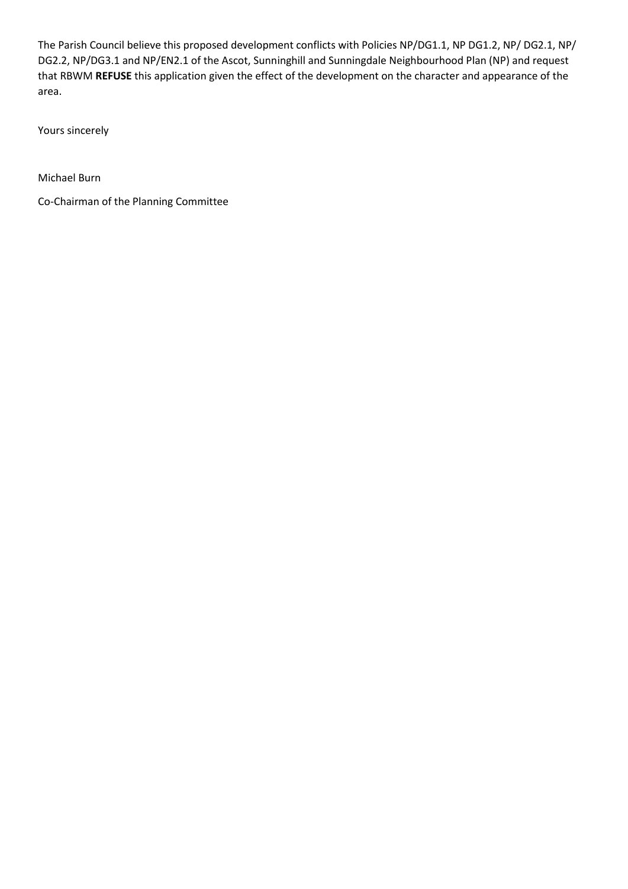The Parish Council believe this proposed development conflicts with Policies NP/DG1.1, NP DG1.2, NP/ DG2.1, NP/ DG2.2, NP/DG3.1 and NP/EN2.1 of the Ascot, Sunninghill and Sunningdale Neighbourhood Plan (NP) and request that RBWM **REFUSE** this application given the effect of the development on the character and appearance of the area.

Yours sincerely

Michael Burn

Co-Chairman of the Planning Committee